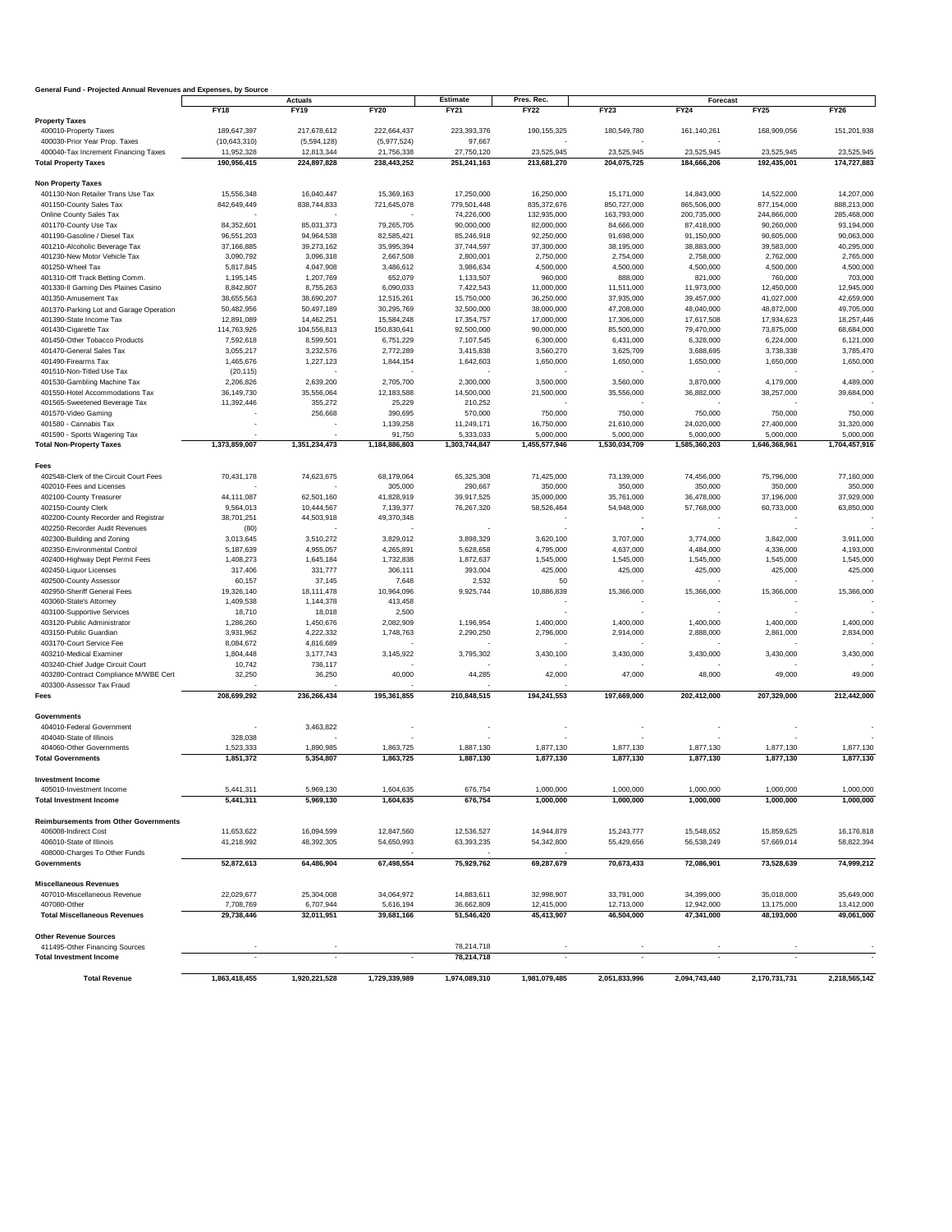**General Fund - Projected Annual Revenues and Expenses, by Source**

| | Actuals | | | Estimate | Pres. Rec. | Forecast | | | |
|---|---|---|---|---|---|---|---|---|---|
| | FY18 | FY19 | FY20 | FY21 | FY22 | FY23 | FY24 | FY25 | FY26 |
| **Property Taxes** | | | | | | | | | |
| 400010-Property Taxes | 189,647,397 | 217,678,612 | 222,664,437 | 223,393,376 | 190,155,325 | 180,549,780 | 161,140,261 | 168,909,056 | 151,201,938 |
| 400030-Prior Year Prop. Taxes | (10,643,310) | (5,594,128) | (5,977,524) | 97,667 | - | - | - | | |
| 400040-Tax Increment Financing Taxes | 11,952,328 | 12,813,344 | 21,756,338 | 27,750,120 | 23,525,945 | 23,525,945 | 23,525,945 | 23,525,945 | 23,525,945 |
| **Total Property Taxes** | **190,956,415** | **224,897,828** | **238,443,252** | **251,241,163** | **213,681,270** | **204,075,725** | **184,666,206** | **192,435,001** | **174,727,883** |
| **Non Property Taxes** | | | | | | | | | |
| 401130-Non Retailer Trans Use Tax | 15,556,348 | 16,040,447 | 15,369,163 | 17,250,000 | 16,250,000 | 15,171,000 | 14,843,000 | 14,522,000 | 14,207,000 |
| 401150-County Sales Tax | 842,649,449 | 838,744,833 | 721,645,078 | 779,501,448 | 835,372,676 | 850,727,000 | 865,506,000 | 877,154,000 | 888,213,000 |
| Online County Sales Tax | - | - | - | 74,226,000 | 132,935,000 | 163,793,000 | 200,735,000 | 244,866,000 | 285,468,000 |
| 401170-County Use Tax | 84,352,601 | 85,031,373 | 79,265,705 | 90,000,000 | 82,000,000 | 84,666,000 | 87,418,000 | 90,260,000 | 93,194,000 |
| 401190-Gasoline / Diesel Tax | 96,551,203 | 94,964,538 | 82,585,421 | 85,246,918 | 92,250,000 | 91,698,000 | 91,150,000 | 90,605,000 | 90,063,000 |
| 401210-Alcoholic Beverage Tax | 37,166,885 | 39,273,162 | 35,995,394 | 37,744,597 | 37,300,000 | 38,195,000 | 38,883,000 | 39,583,000 | 40,295,000 |
| 401230-New Motor Vehicle Tax | 3,090,792 | 3,096,318 | 2,667,508 | 2,800,001 | 2,750,000 | 2,754,000 | 2,758,000 | 2,762,000 | 2,765,000 |
| 401250-Wheel Tax | 5,817,845 | 4,047,908 | 3,486,612 | 3,986,634 | 4,500,000 | 4,500,000 | 4,500,000 | 4,500,000 | 4,500,000 |
| 401310-Off Track Betting Comm. | 1,195,145 | 1,207,769 | 652,079 | 1,133,507 | 960,000 | 888,000 | 821,000 | 760,000 | 703,000 |
| 401330-II Gaming Des Plaines Casino | 8,842,807 | 8,755,263 | 6,090,033 | 7,422,543 | 11,000,000 | 11,511,000 | 11,973,000 | 12,450,000 | 12,945,000 |
| 401350-Amusement Tax | 38,655,563 | 38,690,207 | 12,515,261 | 15,750,000 | 36,250,000 | 37,935,000 | 39,457,000 | 41,027,000 | 42,659,000 |
| 401370-Parking Lot and Garage Operation | 50,482,956 | 50,497,189 | 30,295,769 | 32,500,000 | 38,000,000 | 47,208,000 | 48,040,000 | 48,872,000 | 49,705,000 |
| 401390-State Income Tax | 12,891,089 | 14,462,251 | 15,584,248 | 17,354,757 | 17,000,000 | 17,306,000 | 17,617,508 | 17,934,623 | 18,257,446 |
| 401430-Cigarette Tax | 114,763,926 | 104,556,813 | 150,830,641 | 92,500,000 | 90,000,000 | 85,500,000 | 79,470,000 | 73,875,000 | 68,684,000 |
| 401450-Other Tobacco Products | 7,592,618 | 8,599,501 | 6,751,229 | 7,107,545 | 6,300,000 | 6,431,000 | 6,328,000 | 6,224,000 | 6,121,000 |
| 401470-General Sales Tax | 3,055,217 | 3,232,576 | 2,772,289 | 3,415,838 | 3,560,270 | 3,625,709 | 3,688,695 | 3,738,338 | 3,785,470 |
| 401490-Firearms Tax | 1,465,676 | 1,227,123 | 1,844,154 | 1,642,603 | 1,650,000 | 1,650,000 | 1,650,000 | 1,650,000 | 1,650,000 |
| 401510-Non-Titled Use Tax | (20,115) | - | - | - | - | - | - | - | - |
| 401530-Gambling Machine Tax | 2,206,826 | 2,639,200 | 2,705,700 | 2,300,000 | 3,500,000 | 3,560,000 | 3,870,000 | 4,179,000 | 4,489,000 |
| 401550-Hotel Accommodations Tax | 36,149,730 | 35,556,064 | 12,183,588 | 14,500,000 | 21,500,000 | 35,556,000 | 36,882,000 | 38,257,000 | 39,684,000 |
| 401565-Sweetened Beverage Tax | 11,392,446 | 355,272 | 25,229 | 210,252 | - | - | - | - | - |
| 401570-Video Gaming | - | 256,668 | 390,695 | 570,000 | 750,000 | 750,000 | 750,000 | 750,000 | 750,000 |
| 401580 - Cannabis Tax | - | - | 1,139,258 | 11,249,171 | 16,750,000 | 21,610,000 | 24,020,000 | 27,400,000 | 31,320,000 |
| 401590 - Sports Wagering Tax | - | - | 91,750 | 5,333,033 | 5,000,000 | 5,000,000 | 5,000,000 | 5,000,000 | 5,000,000 |
| **Total Non-Property Taxes** | **1,373,859,007** | **1,351,234,473** | **1,184,886,803** | **1,303,744,847** | **1,455,577,946** | **1,530,034,709** | **1,585,360,203** | **1,646,368,961** | **1,704,457,916** |
| **Fees** | | | | | | | | | |
| 402548-Clerk of the Circuit Court Fees | 70,431,178 | 74,623,675 | 68,179,064 | 65,325,308 | 71,425,000 | 73,139,000 | 74,456,000 | 75,796,000 | 77,160,000 |
| 402010-Fees and Licenses | - | - | 305,000 | 290,667 | 350,000 | 350,000 | 350,000 | 350,000 | 350,000 |
| 402100-County Treasurer | 44,111,087 | 62,501,160 | 41,828,919 | 39,917,525 | 35,000,000 | 35,761,000 | 36,478,000 | 37,196,000 | 37,929,000 |
| 402150-County Clerk | 9,564,013 | 10,444,567 | 7,139,377 | 76,267,320 | 58,526,464 | 54,948,000 | 57,768,000 | 60,733,000 | 63,850,000 |
| 402200-County Recorder and Registrar | 38,701,251 | 44,503,918 | 49,370,348 | | - | - | - | - | - |
| 402250-Recorder Audit Revenues | (80) | - | | - | - | - | - | - | - |
| 402300-Building and Zoning | 3,013,645 | 3,510,272 | 3,829,012 | 3,898,329 | 3,620,100 | 3,707,000 | 3,774,000 | 3,842,000 | 3,911,000 |
| 402350-Environmental Control | 5,187,639 | 4,955,057 | 4,265,891 | 5,628,658 | 4,795,000 | 4,637,000 | 4,484,000 | 4,336,000 | 4,193,000 |
| 402400-Highway Dept Permit Fees | 1,408,273 | 1,645,184 | 1,732,838 | 1,872,637 | 1,545,000 | 1,545,000 | 1,545,000 | 1,545,000 | 1,545,000 |
| 402450-Liquor Licenses | 317,406 | 331,777 | 306,111 | 393,004 | 425,000 | 425,000 | 425,000 | 425,000 | 425,000 |
| 402500-County Assessor | 60,157 | 37,145 | 7,648 | 2,532 | 50 | - | - | - | - |
| 402950-Sheriff General Fees | 19,326,140 | 18,111,478 | 10,964,096 | 9,925,744 | 10,886,839 | 15,366,000 | 15,366,000 | 15,366,000 | 15,366,000 |
| 403060-State's Attorney | 1,409,538 | 1,144,378 | 413,458 | | - | - | - | - | - |
| 403100-Supportive Services | 18,710 | 18,018 | 2,500 | | - | - | - | - | - |
| 403120-Public Administrator | 1,286,260 | 1,450,676 | 2,082,909 | 1,196,954 | 1,400,000 | 1,400,000 | 1,400,000 | 1,400,000 | 1,400,000 |
| 403150-Public Guardian | 3,931,962 | 4,222,332 | 1,748,763 | 2,290,250 | 2,796,000 | 2,914,000 | 2,888,000 | 2,861,000 | 2,834,000 |
| 403170-Court Service Fee | 8,084,672 | 4,816,689 | | - | - | - | - | - | - |
| 403210-Medical Examiner | 1,804,448 | 3,177,743 | 3,145,922 | 3,795,302 | 3,430,100 | 3,430,000 | 3,430,000 | 3,430,000 | 3,430,000 |
| 403240-Chief Judge Circuit Court | 10,742 | 736,117 | - | - | - | - | - | - | - |
| 403280-Contract Compliance M/WBE Cert | 32,250 | 36,250 | 40,000 | 44,285 | 42,000 | 47,000 | 48,000 | 49,000 | 49,000 |
| 403300-Assessor Tax Fraud | - | - | - | - | - | | | | |
| **Fees** | **208,699,292** | **236,266,434** | **195,361,855** | **210,848,515** | **194,241,553** | **197,669,000** | **202,412,000** | **207,329,000** | **212,442,000** |
| **Governments** | | | | | | | | | |
| 404010-Federal Government | - | 3,463,822 | - | - | - | - | - | - | - |
| 404040-State of Illinois | 328,038 | - | - | - | - | - | - | - | - |
| 404060-Other Governments | 1,523,333 | 1,890,985 | 1,863,725 | 1,887,130 | 1,877,130 | 1,877,130 | 1,877,130 | 1,877,130 | 1,877,130 |
| **Total Governments** | **1,851,372** | **5,354,807** | **1,863,725** | **1,887,130** | **1,877,130** | **1,877,130** | **1,877,130** | **1,877,130** | **1,877,130** |
| **Investment Income** | | | | | | | | | |
| 405010-Investment Income | 5,441,311 | 5,969,130 | 1,604,635 | 676,754 | 1,000,000 | 1,000,000 | 1,000,000 | 1,000,000 | 1,000,000 |
| **Total Investment Income** | **5,441,311** | **5,969,130** | **1,604,635** | **676,754** | **1,000,000** | **1,000,000** | **1,000,000** | **1,000,000** | **1,000,000** |
| **Reimbursements from Other Governments** | | | | | | | | | |
| 406008-Indirect Cost | 11,653,622 | 16,094,599 | 12,847,560 | 12,536,527 | 14,944,879 | 15,243,777 | 15,548,652 | 15,859,625 | 16,176,818 |
| 406010-State of Illinois | 41,218,992 | 48,392,305 | 54,650,993 | 63,393,235 | 54,342,800 | 55,429,656 | 56,538,249 | 57,669,014 | 58,822,394 |
| 408000-Charges To Other Funds | - | - | - | - | - | | | | |
| **Governments** | **52,872,613** | **64,486,904** | **67,498,554** | **75,929,762** | **69,287,679** | **70,673,433** | **72,086,901** | **73,528,639** | **74,999,212** |
| **Miscellaneous Revenues** | | | | | | | | | |
| 407010-Miscellaneous Revenue | 22,029,677 | 25,304,008 | 34,064,972 | 14,883,611 | 32,998,907 | 33,791,000 | 34,399,000 | 35,018,000 | 35,649,000 |
| 407080-Other | 7,708,769 | 6,707,944 | 5,616,194 | 36,662,809 | 12,415,000 | 12,713,000 | 12,942,000 | 13,175,000 | 13,412,000 |
| **Total Miscellaneous Revenues** | **29,738,446** | **32,011,951** | **39,681,166** | **51,546,420** | **45,413,907** | **46,504,000** | **47,341,000** | **48,193,000** | **49,061,000** |
| **Other Revenue Sources** | | | | | | | | | |
| 411495-Other Financing Sources | - | - | | 78,214,718 | - | - | - | - | - |
| **Total Investment Income** | - | - | - | **78,214,718** | - | - | - | - | - |
| **Total Revenue** | **1,863,418,455** | **1,920,221,528** | **1,729,339,989** | **1,974,089,310** | **1,981,079,485** | **2,051,833,996** | **2,094,743,440** | **2,170,731,731** | **2,218,565,142** |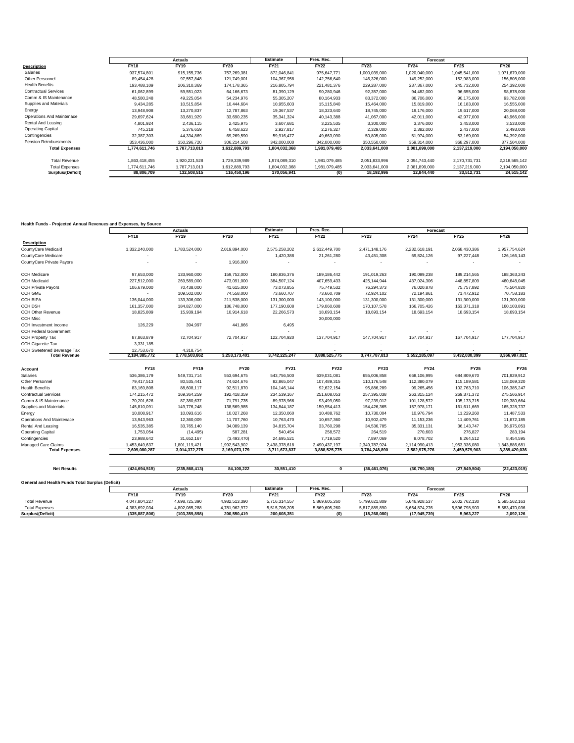| | Actuals | | | Estimate | Pres. Rec. | Forecast | | | |
|---|---|---|---|---|---|---|---|---|---|
| **Description** | **FY18** | **FY19** | **FY20** | **FY21** | **FY22** | **FY23** | **FY24** | **FY25** | **FY26** |
| Salaries | 937,574,801 | 915,155,736 | 757,269,381 | 872,046,841 | 975,647,771 | 1,000,039,000 | 1,020,040,000 | 1,045,541,000 | 1,071,679,000 |
| Other Personnel | 89,454,428 | 97,557,848 | 121,749,001 | 104,367,958 | 142,756,640 | 146,326,000 | 149,252,000 | 152,983,000 | 156,808,000 |
| Health Benefits | 193,488,109 | 206,310,369 | 174,178,365 | 216,805,794 | 221,481,376 | 229,287,000 | 237,367,000 | 245,732,000 | 254,392,000 |
| Contractual Services | 61,062,899 | 59,551,023 | 64,166,673 | 81,390,129 | 90,280,946 | 92,357,000 | 94,482,000 | 96,655,000 | 98,878,000 |
| Comm & IS Maintenance | 48,580,248 | 49,225,054 | 54,234,976 | 55,305,207 | 80,164,933 | 83,372,000 | 86,706,000 | 90,175,000 | 93,782,000 |
| Supplies and Materials | 9,434,285 | 10,515,854 | 10,444,604 | 10,955,603 | 15,115,840 | 15,464,000 | 15,819,000 | 16,183,000 | 16,555,000 |
| Energy | 13,948,908 | 13,270,837 | 12,787,863 | 19,367,537 | 18,323,640 | 18,745,000 | 19,176,000 | 19,617,000 | 20,068,000 |
| Operations And Maintenace | 29,697,624 | 33,681,929 | 33,690,235 | 35,341,324 | 40,143,388 | 41,067,000 | 42,011,000 | 42,977,000 | 43,966,000 |
| Rental And Leasing | 4,801,924 | 2,436,115 | 2,425,975 | 3,607,681 | 3,225,535 | 3,300,000 | 3,376,000 | 3,453,000 | 3,533,000 |
| Operating Capital | 745,218 | 5,376,659 | 6,458,623 | 2,927,817 | 2,276,327 | 2,329,000 | 2,382,000 | 2,437,000 | 2,493,000 |
| Contingencies | 32,387,303 | 44,334,869 | 69,269,590 | 59,916,477 | 49,663,090 | 50,805,000 | 51,974,000 | 53,169,000 | 54,392,000 |
| Pension Reimbursments | 353,436,000 | 350,296,720 | 306,214,508 | 342,000,000 | 342,000,000 | 350,550,000 | 359,314,000 | 368,297,000 | 377,504,000 |
| **Total Expenses** | **1,774,611,746** | **1,787,713,013** | **1,612,889,793** | **1,804,032,368** | **1,981,079,485** | **2,033,641,000** | **2,081,899,000** | **2,137,219,000** | **2,194,050,000** |
| Total Revenue | 1,863,418,455 | 1,920,221,528 | 1,729,339,989 | 1,974,089,310 | 1,981,079,485 | 2,051,833,996 | 2,094,743,440 | 2,170,731,731 | 2,218,565,142 |
| Total Expenses | 1,774,611,746 | 1,787,713,013 | 1,612,889,793 | 1,804,032,368 | 1,981,079,485 | 2,033,641,000 | 2,081,899,000 | 2,137,219,000 | 2,194,050,000 |
| **Surplus/(Deficit)** | **88,806,709** | **132,508,515** | **116,450,196** | **170,056,941** | **(0)** | **18,192,996** | **12,844,440** | **33,512,731** | **24,515,142** |

**Health Funds - Projected Annual Revenues and Expenses, by Source**

| | Actuals | | | Estimate | Pres. Rec. | Forecast | | | |
|---|---|---|---|---|---|---|---|---|---|
| | **FY18** | **FY19** | **FY20** | **FY21** | **FY22** | **FY23** | **FY24** | **FY25** | **FY26** |
| **Description** | | | | | | | | | |
| CountyCare Medicaid | 1,332,240,000 | 1,783,524,000 | 2,019,894,000 | 2,575,258,202 | 2,612,449,700 | 2,471,148,176 | 2,232,618,191 | 2,068,430,386 | 1,957,754,624 |
| CountyCare Medicare | - | - | - | 1,420,388 | 21,261,280 | 43,451,308 | 69,824,126 | 97,227,448 | 126,166,143 |
| CountyCare Private Payors | - | - | 1,916,000 | - | - | - | - | - | - |
| CCH Medicare | 97,653,000 | 133,960,000 | 159,752,000 | 180,836,376 | 189,186,442 | 191,019,263 | 190,099,238 | 189,214,565 | 188,363,243 |
| CCH Medicaid | 227,512,000 | 269,589,000 | 473,091,000 | 384,507,124 | 407,659,433 | 425,144,944 | 437,024,306 | 448,857,809 | 460,648,045 |
| CCH Private Payors | 106,679,000 | 70,438,000 | 41,615,000 | 73,073,855 | 75,749,532 | 76,294,373 | 76,020,878 | 75,757,892 | 75,504,820 |
| CCH GME | - | 109,502,000 | 74,558,000 | 73,660,707 | 73,660,709 | 72,924,102 | 72,194,861 | 71,472,912 | 70,758,183 |
| CCH BIPA | 136,044,000 | 133,306,000 | 211,538,000 | 131,300,000 | 143,100,000 | 131,300,000 | 131,300,000 | 131,300,000 | 131,300,000 |
| CCH DSH | 161,357,000 | 184,827,000 | 186,748,000 | 177,190,608 | 179,060,608 | 170,107,578 | 166,705,426 | 163,371,318 | 160,103,891 |
| CCH Other Revenue | 18,825,809 | 15,939,194 | 10,914,618 | 22,266,573 | 18,693,154 | 18,693,154 | 18,693,154 | 18,693,154 | 18,693,154 |
| CCH Misc | | | | | 30,000,000 | | | | |
| CCH Investment Income | 126,229 | 394,997 | 441,866 | 6,495 | | | | | |
| CCH Federal Government | | | | - | - | - | - | - | - |
| CCH Property Tax | 87,863,879 | 72,704,917 | 72,704,917 | 122,704,920 | 137,704,917 | 147,704,917 | 157,704,917 | 167,704,917 | 177,704,917 |
| CCH Cigarette Tax | 3,331,185 | - | - | - | - | - | - | - | - |
| CCH Sweetened Beverage Tax | 12,753,670 | 4,318,754 | - | - | - | - | - | - | - |
| **Total Revenue** | **2,184,385,772** | **2,778,503,862** | **3,253,173,401** | **3,742,225,247** | **3,888,525,775** | **3,747,787,813** | **3,552,185,097** | **3,432,030,399** | **3,366,997,021** |
| **Account** | **FY18** | **FY19** | **FY20** | **FY21** | **FY22** | **FY23** | **FY24** | **FY25** | **FY26** |
| Salaries | 536,386,179 | 549,731,714 | 553,694,675 | 543,756,500 | 639,031,081 | 655,006,858 | 668,106,995 | 684,809,670 | 701,929,912 |
| Other Personnel | 79,417,513 | 80,535,441 | 74,624,676 | 82,865,047 | 107,489,315 | 110,176,548 | 112,380,079 | 115,189,581 | 118,069,320 |
| Health Benefits | 83,169,808 | 88,608,117 | 92,511,870 | 104,146,144 | 92,622,154 | 95,886,289 | 99,265,456 | 102,763,710 | 106,385,247 |
| Contractual Services | 174,215,472 | 169,364,259 | 192,418,359 | 234,539,167 | 251,608,053 | 257,395,038 | 263,315,124 | 269,371,372 | 275,566,914 |
| Comm & IS Maintenance | 70,201,626 | 87,380,637 | 71,791,735 | 89,978,966 | 93,499,050 | 97,239,012 | 101,128,572 | 105,173,715 | 109,380,664 |
| Supplies and Materials | 145,810,091 | 149,776,248 | 138,569,985 | 134,844,187 | 150,954,413 | 154,426,365 | 157,978,171 | 161,611,669 | 165,328,737 |
| Energy | 10,008,917 | 10,093,616 | 10,027,268 | 12,350,060 | 10,488,762 | 10,730,004 | 10,976,794 | 11,229,260 | 11,487,533 |
| Operations And Maintenace | 13,943,963 | 12,360,009 | 11,707,760 | 10,763,470 | 10,657,360 | 10,902,479 | 11,153,236 | 11,409,761 | 11,672,185 |
| Rental And Leasing | 16,535,385 | 33,765,140 | 34,089,139 | 34,815,704 | 33,760,298 | 34,536,785 | 35,331,131 | 36,143,747 | 36,975,053 |
| Operating Capital | 1,753,054 | (14,495) | 587,281 | 540,454 | 258,572 | 264,519 | 270,603 | 276,827 | 283,194 |
| Contingencies | 23,988,642 | 31,652,167 | (3,493,470) | 24,695,521 | 7,719,520 | 7,897,069 | 8,078,702 | 8,264,512 | 8,454,595 |
| Managed Care Claims | 1,453,649,637 | 1,801,119,421 | 1,992,543,902 | 2,438,378,618 | 2,490,437,197 | 2,349,787,924 | 2,114,990,413 | 1,953,336,080 | 1,843,886,681 |
| **Total Expenses** | **2,609,080,287** | **3,014,372,275** | **3,169,073,179** | **3,711,673,837** | **3,888,525,775** | **3,784,248,890** | **3,582,975,276** | **3,459,579,903** | **3,389,420,036** |
| **Net Results** | **(424,694,515)** | **(235,868,413)** | **84,100,222** | **30,551,410** | **0** | **(36,461,076)** | **(30,790,180)** | **(27,549,504)** | **(22,423,015)** |

**General and Health Funds Total Surplus (Deficit)**

| | Actuals | | | Estimate | Pres. Rec. | Forecast | | | |
|---|---|---|---|---|---|---|---|---|---|
| | **FY18** | **FY19** | **FY20** | **FY21** | **FY22** | **FY23** | **FY24** | **FY25** | **FY26** |
| Total Revenue | 4,047,804,227 | 4,698,725,390 | 4,982,513,390 | 5,716,314,557 | 5,869,605,260 | 5,799,621,809 | 5,646,928,537 | 5,602,762,130 | 5,585,562,163 |
| Total Expenses | 4,383,692,034 | 4,802,085,288 | 4,781,962,972 | 5,515,706,205 | 5,869,605,260 | 5,817,889,890 | 5,664,874,276 | 5,596,798,903 | 5,583,470,036 |
| **Surplus/(Deficit)** | **(335,887,806)** | **(103,359,898)** | **200,550,419** | **200,608,351** | **(0)** | **(18,268,080)** | **(17,945,739)** | **5,963,227** | **2,092,126** |